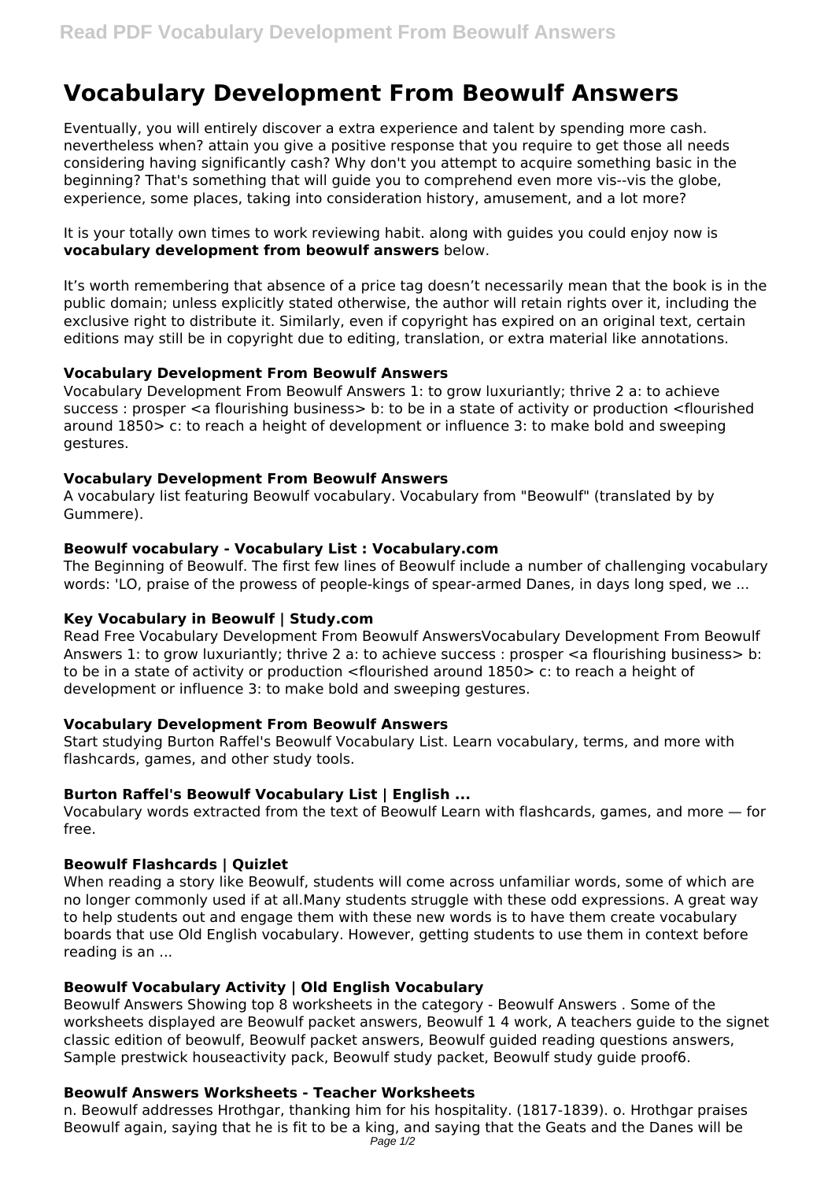# Vocabulary Development From Beowulf Answers

Eventually, you will entirely discover a extra experience and talent by spending more cash. nevertheless when? attain you give a positive response that you require to get those all needs considering having significantly cash? Why don't you attempt to acquire something basic in the beginning? That's something that will guide you to comprehend even more vis--vis the globe, experience, some places, taking into consideration history, amusement, and a lot more?

It is your totally own times to work reviewing habit. along with guides you could enjoy now is **vocabulary development from beowulf answers** below.

It's worth remembering that absence of a price tag doesn't necessarily mean that the book is in the public domain; unless explicitly stated otherwise, the author will retain rights over it, including the exclusive right to distribute it. Similarly, even if copyright has expired on an original text, certain editions may still be in copyright due to editing, translation, or extra material like annotations.

### Vocabulary Development From Beowulf Answers

Vocabulary Development From Beowulf Answers 1: to grow luxuriantly; thrive 2 a: to achieve success : prosper <a flourishing business> b: to be in a state of activity or production <flourished around 1850> c: to reach a height of development or influence 3: to make bold and sweeping gestures.

### Vocabulary Development From Beowulf Answers

A vocabulary list featuring Beowulf vocabulary. Vocabulary from "Beowulf" (translated by by Gummere).

### Beowulf vocabulary - Vocabulary List : Vocabulary.com

The Beginning of Beowulf. The first few lines of Beowulf include a number of challenging vocabulary words: 'LO, praise of the prowess of people-kings of spear-armed Danes, in days long sped, we ...

### Key Vocabulary in Beowulf | Study.com

Read Free Vocabulary Development From Beowulf AnswersVocabulary Development From Beowulf Answers 1: to grow luxuriantly; thrive 2 a: to achieve success : prosper <a flourishing business> b: to be in a state of activity or production <flourished around 1850> c: to reach a height of development or influence 3: to make bold and sweeping gestures.

### Vocabulary Development From Beowulf Answers

Start studying Burton Raffel's Beowulf Vocabulary List. Learn vocabulary, terms, and more with flashcards, games, and other study tools.

### Burton Raffel's Beowulf Vocabulary List | English ...

Vocabulary words extracted from the text of Beowulf Learn with flashcards, games, and more — for free.

### Beowulf Flashcards | Quizlet

When reading a story like Beowulf, students will come across unfamiliar words, some of which are no longer commonly used if at all.Many students struggle with these odd expressions. A great way to help students out and engage them with these new words is to have them create vocabulary boards that use Old English vocabulary. However, getting students to use them in context before reading is an ...

### Beowulf Vocabulary Activity | Old English Vocabulary

Beowulf Answers Showing top 8 worksheets in the category - Beowulf Answers . Some of the worksheets displayed are Beowulf packet answers, Beowulf 1 4 work, A teachers guide to the signet classic edition of beowulf, Beowulf packet answers, Beowulf guided reading questions answers, Sample prestwick houseactivity pack, Beowulf study packet, Beowulf study guide proof6.

### Beowulf Answers Worksheets - Teacher Worksheets

n. Beowulf addresses Hrothgar, thanking him for his hospitality. (1817-1839). o. Hrothgar praises Beowulf again, saying that he is fit to be a king, and saying that the Geats and the Danes will be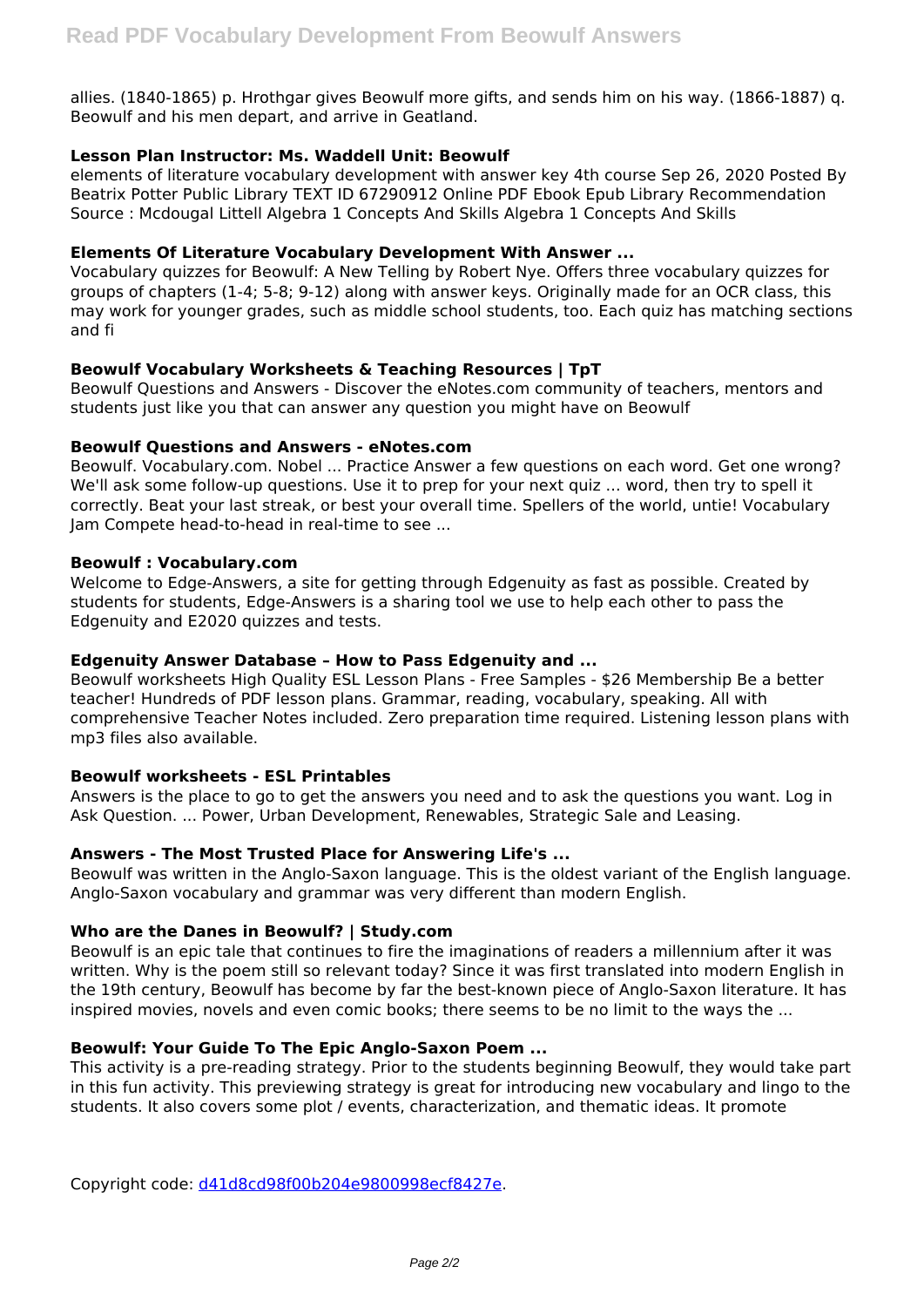allies. (1840-1865) p. Hrothgar gives Beowulf more gifts, and sends him on his way. (1866-1887) q. Beowulf and his men depart, and arrive in Geatland.

**Lesson Plan Instructor: Ms. Waddell Unit: Beowulf**

elements of literature vocabulary development with answer key 4th course Sep 26, 2020 Posted By Beatrix Potter Public Library TEXT ID 67290912 Online PDF Ebook Epub Library Recommendation Source : Mcdougal Littell Algebra 1 Concepts And Skills Algebra 1 Concepts And Skills

**Elements Of Literature Vocabulary Development With Answer ...**

Vocabulary quizzes for Beowulf: A New Telling by Robert Nye. Offers three vocabulary quizzes for groups of chapters (1-4; 5-8; 9-12) along with answer keys. Originally made for an OCR class, this may work for younger grades, such as middle school students, too. Each quiz has matching sections and fi

**Beowulf Vocabulary Worksheets & Teaching Resources | TpT**

Beowulf Questions and Answers - Discover the eNotes.com community of teachers, mentors and students just like you that can answer any question you might have on Beowulf

**Beowulf Questions and Answers - eNotes.com**

Beowulf. Vocabulary.com. Nobel ... Practice Answer a few questions on each word. Get one wrong? We'll ask some follow-up questions. Use it to prep for your next quiz ... word, then try to spell it correctly. Beat your last streak, or best your overall time. Spellers of the world, untie! Vocabulary Jam Compete head-to-head in real-time to see ...

**Beowulf : Vocabulary.com**

Welcome to Edge-Answers, a site for getting through Edgenuity as fast as possible. Created by students for students, Edge-Answers is a sharing tool we use to help each other to pass the Edgenuity and E2020 quizzes and tests.

**Edgenuity Answer Database – How to Pass Edgenuity and ...**

Beowulf worksheets High Quality ESL Lesson Plans - Free Samples - $26 Membership Be a better teacher! Hundreds of PDF lesson plans. Grammar, reading, vocabulary, speaking. All with comprehensive Teacher Notes included. Zero preparation time required. Listening lesson plans with mp3 files also available.

**Beowulf worksheets - ESL Printables**

Answers is the place to go to get the answers you need and to ask the questions you want. Log in Ask Question. ... Power, Urban Development, Renewables, Strategic Sale and Leasing.

**Answers - The Most Trusted Place for Answering Life's ...**

Beowulf was written in the Anglo-Saxon language. This is the oldest variant of the English language. Anglo-Saxon vocabulary and grammar was very different than modern English.

**Who are the Danes in Beowulf? | Study.com**

Beowulf is an epic tale that continues to fire the imaginations of readers a millennium after it was written. Why is the poem still so relevant today? Since it was first translated into modern English in the 19th century, Beowulf has become by far the best-known piece of Anglo-Saxon literature. It has inspired movies, novels and even comic books; there seems to be no limit to the ways the ...

**Beowulf: Your Guide To The Epic Anglo-Saxon Poem ...**

This activity is a pre-reading strategy. Prior to the students beginning Beowulf, they would take part in this fun activity. This previewing strategy is great for introducing new vocabulary and lingo to the students. It also covers some plot / events, characterization, and thematic ideas. It promote

Copyright code: d41d8cd98f00b204e9800998ecf8427e.